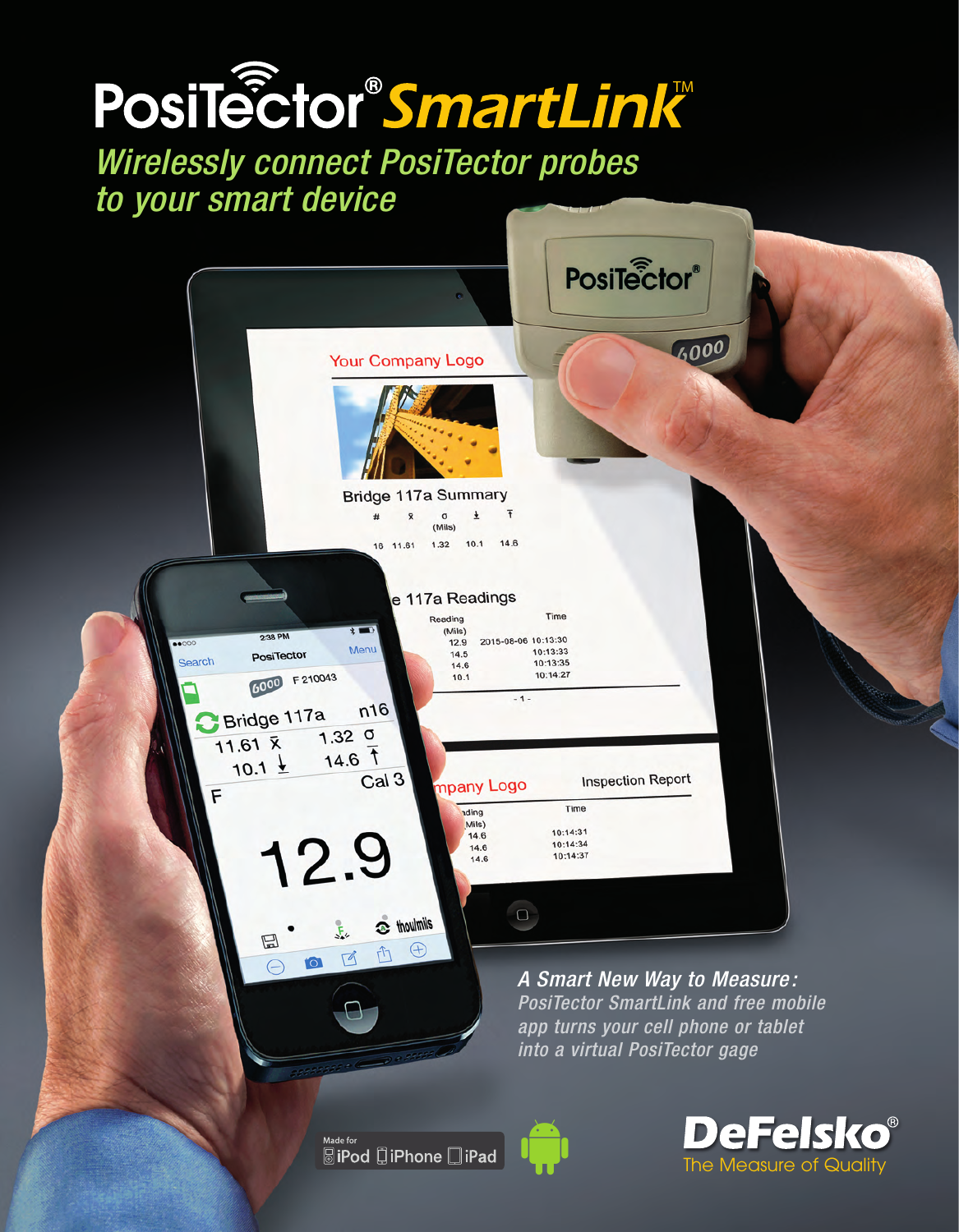# PosiTector® SmartLink™

## Wirelessly connect PosiTector probes to your smart device

***A Smart New Way to Measure:***
*PosiTector SmartLink and free mobile app turns your cell phone or tablet into a virtual PosiTector gage*

Made for iPod iPhone iPad

**DeFelsko®**
The Measure of Quality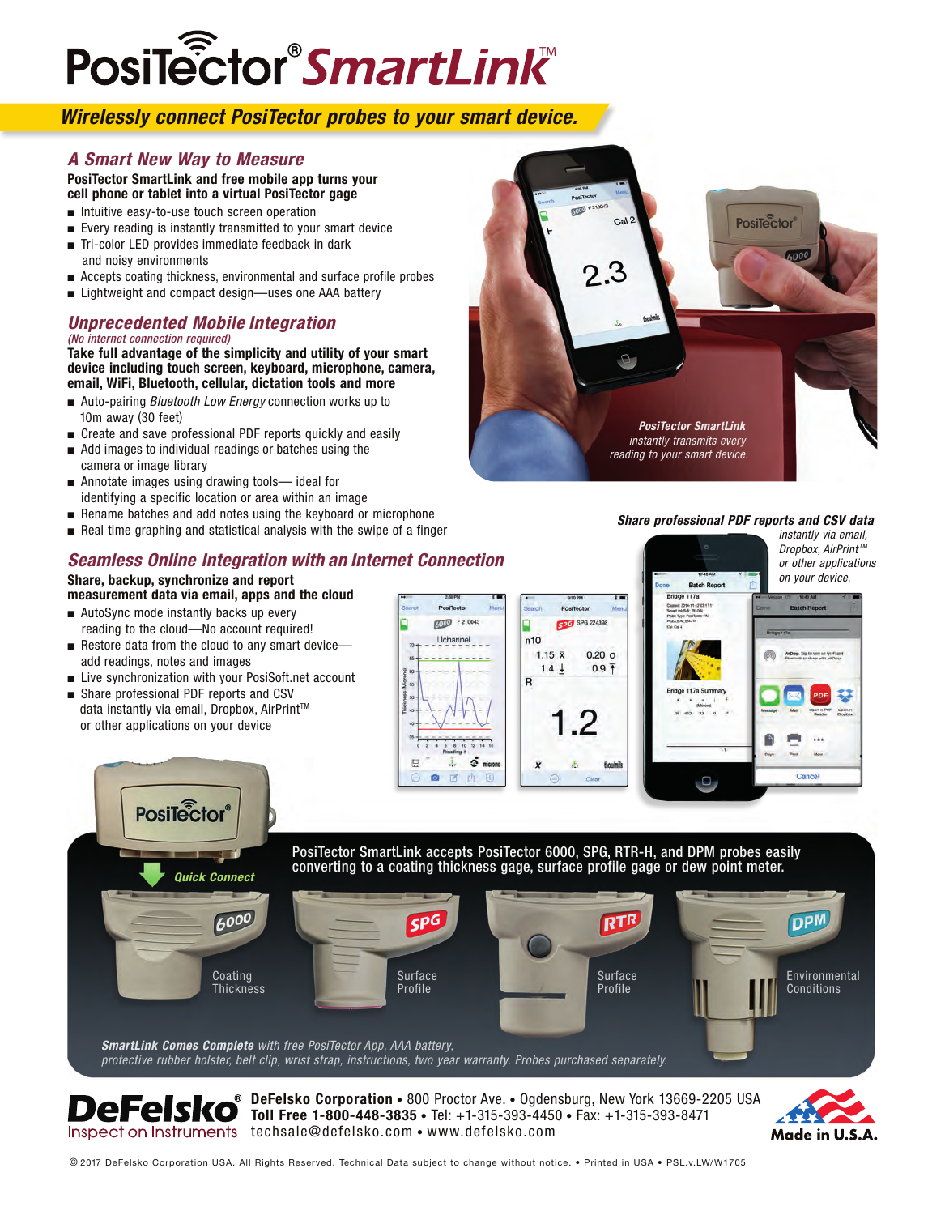# PosiTector® SmartLink™

***Wirelessly connect PosiTector probes to your smart device.***

## *A Smart New Way to Measure*

**PosiTector SmartLink and free mobile app turns your cell phone or tablet into a virtual PosiTector gage**

- Intuitive easy-to-use touch screen operation
- Every reading is instantly transmitted to your smart device
- Tri-color LED provides immediate feedback in dark and noisy environments
- Accepts coating thickness, environmental and surface profile probes
- Lightweight and compact design—uses one AAA battery

*PosiTector SmartLink* instantly transmits every reading to your smart device.

## *Unprecedented Mobile Integration*

*(No internet connection required)*

**Take full advantage of the simplicity and utility of your smart device including touch screen, keyboard, microphone, camera, email, WiFi, Bluetooth, cellular, dictation tools and more**

- Auto-pairing *Bluetooth Low Energy* connection works up to 10m away (30 feet)
- Create and save professional PDF reports quickly and easily
- Add images to individual readings or batches using the camera or image library
- Annotate images using drawing tools— ideal for identifying a specific location or area within an image
- Rename batches and add notes using the keyboard or microphone
- Real time graphing and statistical analysis with the swipe of a finger

***Share professional PDF reports and CSV data*** *instantly via email, Dropbox, AirPrint™ or other applications on your device.*

## *Seamless Online Integration with an Internet Connection*

**Share, backup, synchronize and report measurement data via email, apps and the cloud**

- AutoSync mode instantly backs up every reading to the cloud—No account required!
- Restore data from the cloud to any smart device—add readings, notes and images
- Live synchronization with your PosiSoft.net account
- Share professional PDF reports and CSV data instantly via email, Dropbox, AirPrint™ or other applications on your device

**PosiTector SmartLink accepts PosiTector 6000, SPG, RTR-H, and DPM probes easily converting to a coating thickness gage, surface profile gage or dew point meter.**

*Quick Connect*

6000 — Coating Thickness

SPG — Surface Profile

RTR — Surface Profile

DPM — Environmental Conditions

***SmartLink Comes Complete*** *with free PosiTector App, AAA battery, protective rubber holster, belt clip, wrist strap, instructions, two year warranty. Probes purchased separately.*

**DeFelsko®** Inspection Instruments

**DeFelsko Corporation** • 800 Proctor Ave. • Ogdensburg, New York 13669-2205 USA
**Toll Free 1-800-448-3835** • Tel: +1-315-393-4450 • Fax: +1-315-393-8471
techsale@defelsko.com • www.defelsko.com

Made in U.S.A.

© 2017 DeFelsko Corporation USA. All Rights Reserved. Technical Data subject to change without notice. • Printed in USA • PSL.v.LW/W1705